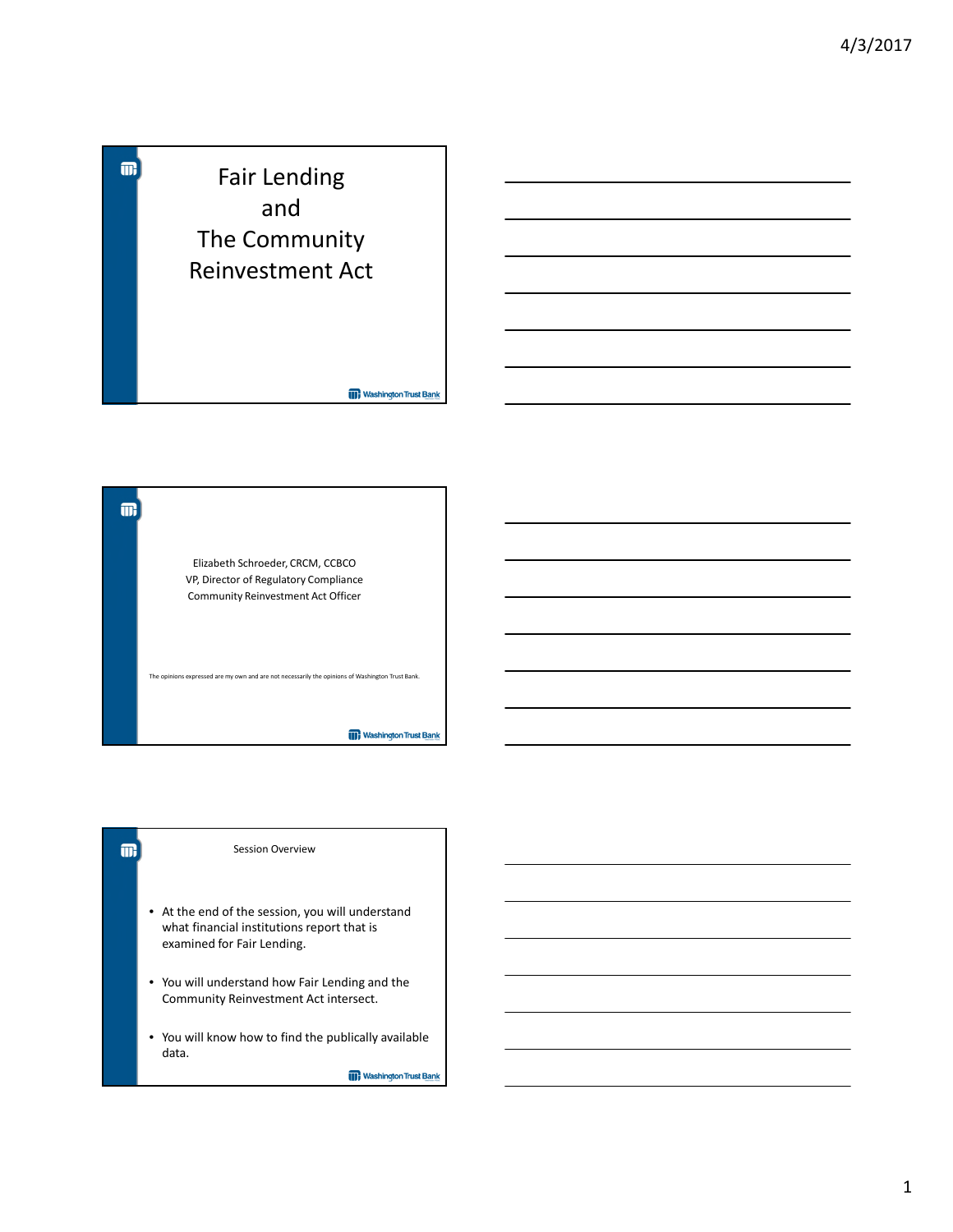# Fair Lending and The Community Reinvestment Act

Washington Trust Bank

Elizabeth Schroeder, CRCM, CCBCO
VP, Director of Regulatory Compliance
Community Reinvestment Act Officer

The opinions expressed are my own and are not necessarily the opinions of Washington Trust Bank.

Washington Trust Bank

## Session Overview

- At the end of the session, you will understand what financial institutions report that is examined for Fair Lending.
- You will understand how Fair Lending and the Community Reinvestment Act intersect.
- You will know how to find the publically available data.

Washington Trust Bank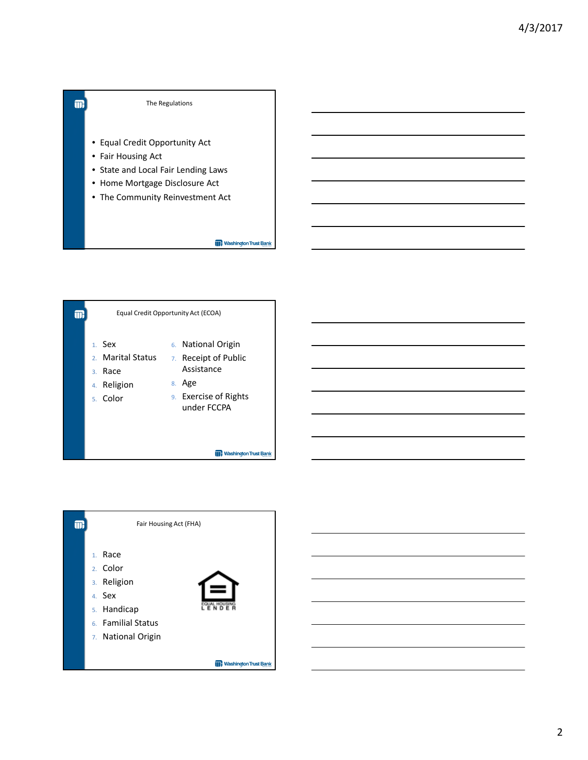## The Regulations

- Equal Credit Opportunity Act
- Fair Housing Act
- State and Local Fair Lending Laws
- Home Mortgage Disclosure Act
- The Community Reinvestment Act

## Equal Credit Opportunity Act (ECOA)

1. Sex
2. Marital Status
3. Race
4. Religion
5. Color
6. National Origin
7. Receipt of Public Assistance
8. Age
9. Exercise of Rights under FCCPA

## Fair Housing Act (FHA)

1. Race
2. Color
3. Religion
4. Sex
5. Handicap
6. Familial Status
7. National Origin

EQUAL HOUSING LENDER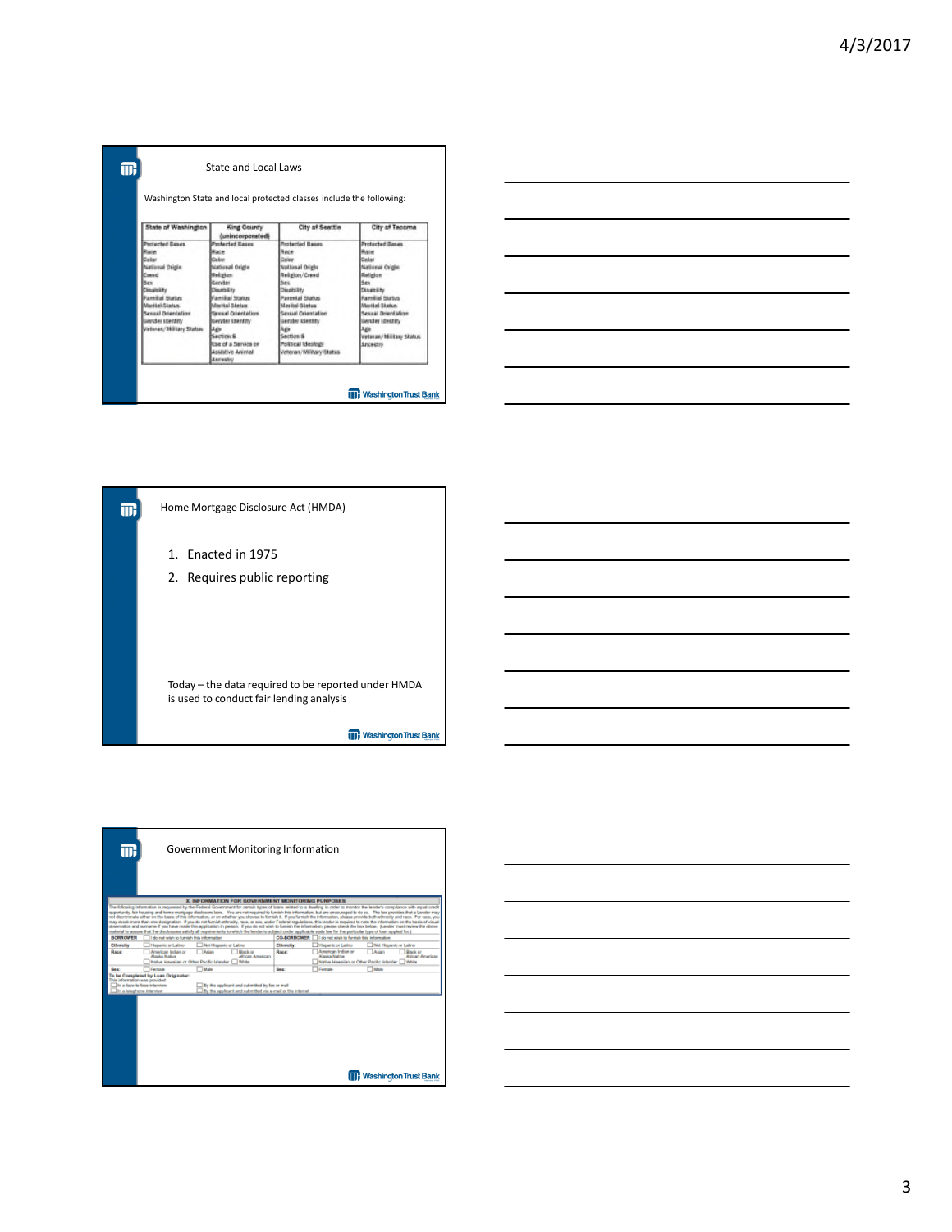## State and Local Laws

Washington State and local protected classes include the following:

| State of Washington | King County (unincorporated) | City of Seattle | City of Tacoma |
|---|---|---|---|
| Protected Bases | Protected Bases | Protected Bases | Protected Bases |
| Race | Race | Race | Race |
| Color | Color | Color | Color |
| National Origin | National Origin | National Origin | National Origin |
| Creed | Religion | Religion/Creed | Religion |
| Sex | Gender | Sex | Sex |
| Disability | Disability | Disability | Disability |
| Familial Status | Familial Status | Parental Status | Familial Status |
| Marital Status | Marital Status | Marital Status | Marital Status |
| Sexual Orientation | Sexual Orientation | Sexual Orientation | Sexual Orientation |
| Gender Identity | Gender Identity | Gender Identity | Gender Identity |
| Veteran/Military Status | Age | Age | Age |
| | Section 8 | Section 8 | Veteran/Military Status |
| | Use of a Service or Assistive Animal | Political Ideology | Ancestry |
| | Ancestry | Veteran/Military Status | |

Washington Trust Bank

## Home Mortgage Disclosure Act (HMDA)

1. Enacted in 1975
2. Requires public reporting

Today – the data required to be reported under HMDA is used to conduct fair lending analysis

Washington Trust Bank

## Government Monitoring Information

X. INFORMATION FOR GOVERNMENT MONITORING PURPOSES

Washington Trust Bank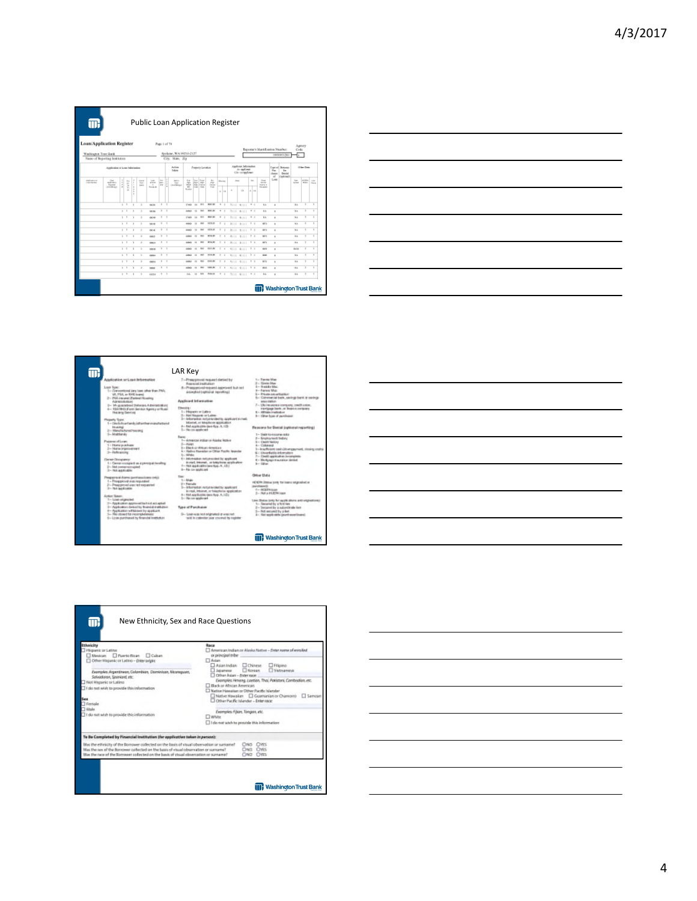## Public Loan Application Register

**Loan/Application Register**

Page 1 of 79

Washington Trust Bank — Name of Reporting Institution

Spokane, WA 99210-2127 — City, State, Zip

Reporter's Identification Number: 0000001283

Agency Code: 1

Washington Trust Bank

## LAR Key

**Application or Loan Information**

Loan Type:
1 -- Conventional (any loan other than FHA, VA, FSA, or RHS loans)
2 -- FHA-insured (Federal Housing Administration)
3 -- VA-guaranteed (Veterans Administration)
4 -- FSA/RHS (Farm Service Agency or Rural Housing Service)

Property Type:
1 -- One to four-family (other than manufactured housing)
2 -- Manufactured housing
3 -- Multifamily

Purpose of Loan:
1 -- Home purchase
2 -- Home improvement
3 -- Refinancing

Owner Occupancy:
1 -- Owner-occupied as a principal dwelling
2 -- Not owner-occupied
3 -- Not applicable

Preapproval (home purchase loans only):
1 -- Preapproval was requested
2 -- Preapproval was not requested
3 -- Not applicable

Action Taken:
1 -- Loan originated
2 -- Application approved but not accepted
3 -- Application denied by financial institution
4 -- Application withdrawn by applicant
5 -- File closed for incompleteness
6 -- Loan purchased by financial institution
7 -- Preapproval request denied by financial institution
8 -- Preapproval request approved but not accepted (optional reporting)

**Applicant Information**

Ethnicity:
1 -- Hispanic or Latino
2 -- Not Hispanic or Latino
3 -- Information not provided by applicant in mail, Internet, or telephone application
4 -- Not applicable (see App. A, I.D)
5 -- No co-applicant

Race:
1 -- American Indian or Alaska Native
2 -- Asian
3 -- Black or African American
4 -- Native Hawaiian or Other Pacific Islander
5 -- White
6 -- Information not provided by applicant in mail, Internet, or telephone application
7 -- Not applicable (see App. A, I.D)
8 -- No co-applicant

Sex:
1 -- Male
2 -- Female
3 -- Information not provided by applicant in mail, Internet, or telephone application
4 -- Not applicable (see App. A, I.D)
5 -- No co-applicant

**Type of Purchaser**

0 -- Loan was not originated or was not sold in calendar year covered by register
1 -- Fannie Mae
2 -- Ginnie Mae
3 -- Freddie Mac
4 -- Farmer Mac
5 -- Private securitization
6 -- Commercial bank, savings bank or savings association
7 -- Life insurance company, credit union, mortgage bank, or finance company
8 -- Affiliate institution
9 -- Other type of purchaser

**Reasons for Denial (optional reporting)**

1 -- Debt-to-income ratio
2 -- Employment history
3 -- Credit history
4 -- Collateral
5 -- Insufficient cash (downpayment, closing costs)
6 -- Unverifiable information
7 -- Credit application incomplete
8 -- Mortgage insurance denied
9 -- Other

**Other Data**

HOEPA Status (only for loans originated or purchased):
1 -- HOEPA loan
2 -- Not a HOEPA loan

Lien Status (only for applications and originations):
1 -- Secured by a first lien
2 -- Secured by a subordinate lien
3 -- Not secured by a lien
4 -- Not applicable (purchased loans)

Washington Trust Bank

## New Ethnicity, Sex and Race Questions

**Ethnicity**
- ☐ Hispanic or Latino
  - ☐ Mexican ☐ Puerto Rican ☐ Cuban
  - ☐ Other Hispanic or Latino – *Enter origin:*

  *Examples: Argentinean, Colombian, Dominican, Nicaraguan, Salvadoran, Spaniard, etc.*
- ☐ Not Hispanic or Latino
- ☐ I do not wish to provide this information

**Sex**
- ☐ Female
- ☐ Male
- ☐ I do not wish to provide this information

**Race**
- ☐ American Indian or Alaska Native – *Enter name of enrolled or principal tribe:*
- ☐ Asian
  - ☐ Asian Indian ☐ Chinese ☐ Filipino
  - ☐ Japanese ☐ Korean ☐ Vietnamese
  - ☐ Other Asian – *Enter race:*

  *Examples: Hmong, Laotian, Thai, Pakistani, Cambodian, etc.*
- ☐ Black or African American
- ☐ Native Hawaiian or Other Pacific Islander
  - ☐ Native Hawaiian ☐ Guamanian or Chamorro ☐ Samoan
  - ☐ Other Pacific Islander – *Enter race:*

  *Examples: Fijian, Tongan, etc.*
- ☐ White
- ☐ I do not wish to provide this information

**To Be Completed by Financial Institution (for application taken in person):**

Was the ethnicity of the Borrower collected on the basis of visual observation or surname? ◯NO ◯YES
Was the sex of the Borrower collected on the basis of visual observation or surname? ◯NO ◯YES
Was the race of the Borrower collected on the basis of visual observation or surname? ◯NO ◯YES

Washington Trust Bank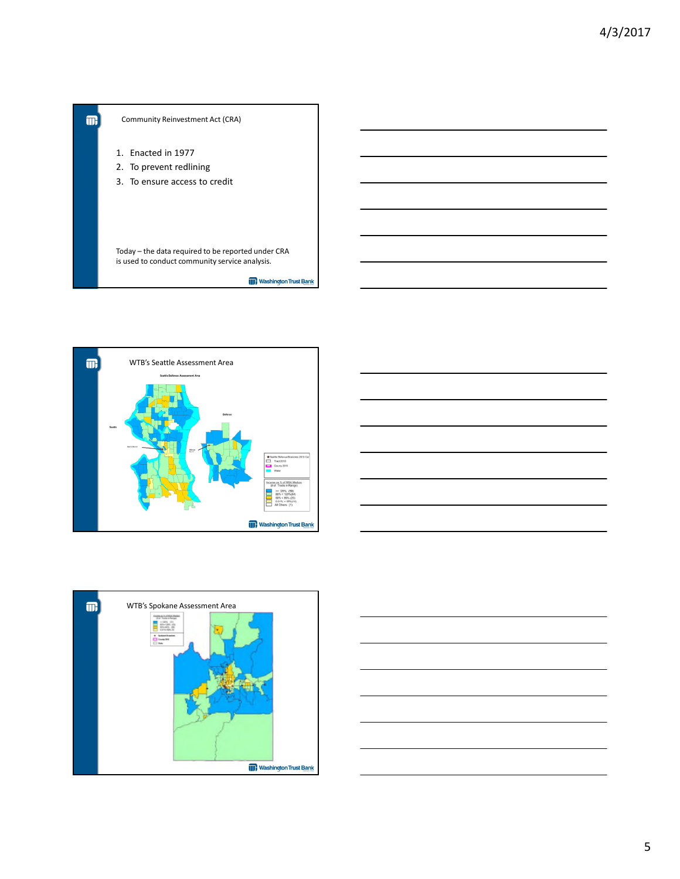## Community Reinvestment Act (CRA)

1. Enacted in 1977
2. To prevent redlining
3. To ensure access to credit

Today – the data required to be reported under CRA is used to conduct community service analysis.

Washington Trust Bank

## WTB's Seattle Assessment Area

Seattle Bellevue Assessment Area

Bellevue

Seattle

Washington Trust Bank

## WTB's Spokane Assessment Area

Washington Trust Bank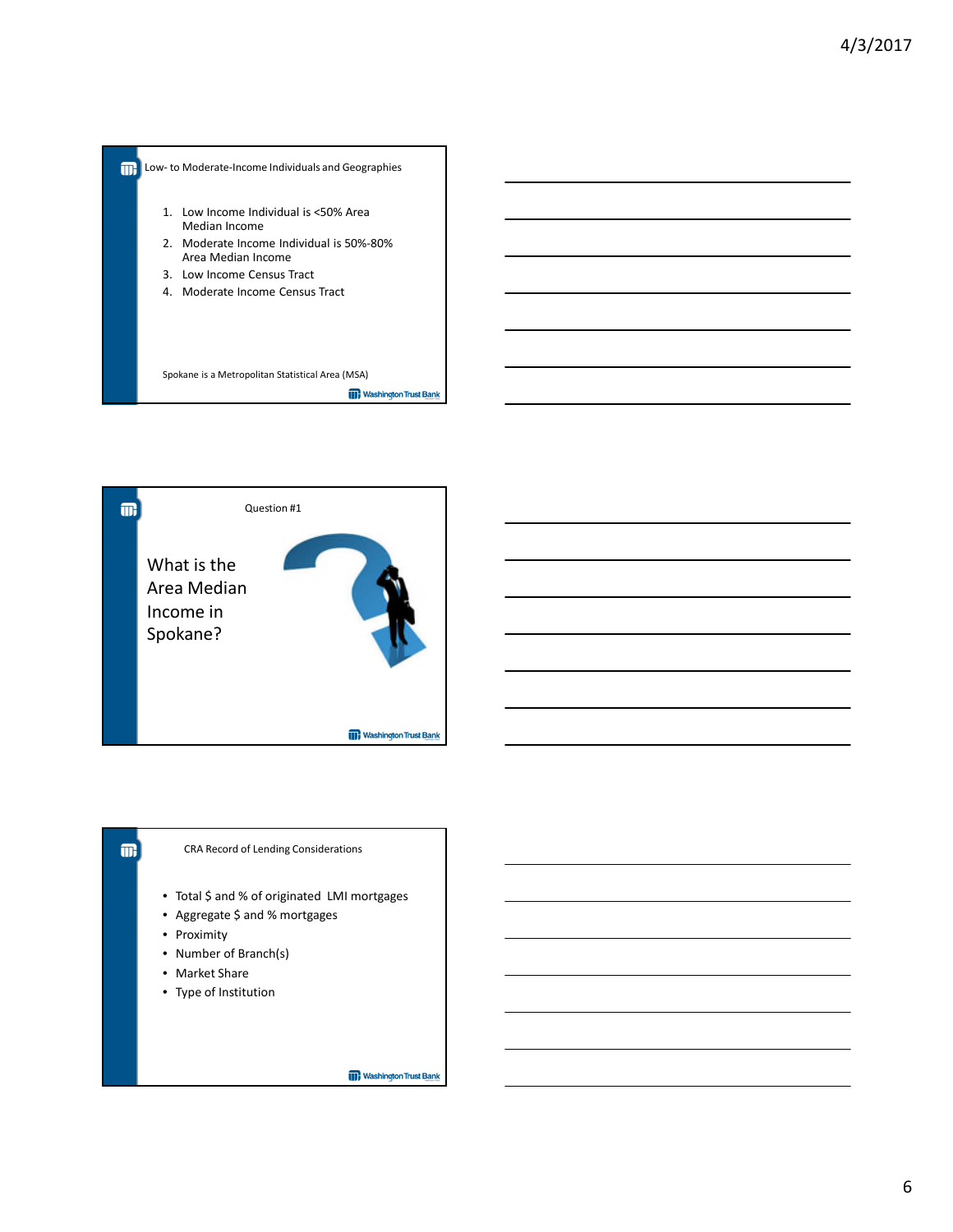## Low- to Moderate-Income Individuals and Geographies

1. Low Income Individual is <50% Area Median Income
2. Moderate Income Individual is 50%-80% Area Median Income
3. Low Income Census Tract
4. Moderate Income Census Tract

Spokane is a Metropolitan Statistical Area (MSA)

Washington Trust Bank

## Question #1

What is the Area Median Income in Spokane?

Washington Trust Bank

## CRA Record of Lending Considerations

- Total $ and % of originated LMI mortgages
- Aggregate $ and % mortgages
- Proximity
- Number of Branch(s)
- Market Share
- Type of Institution

Washington Trust Bank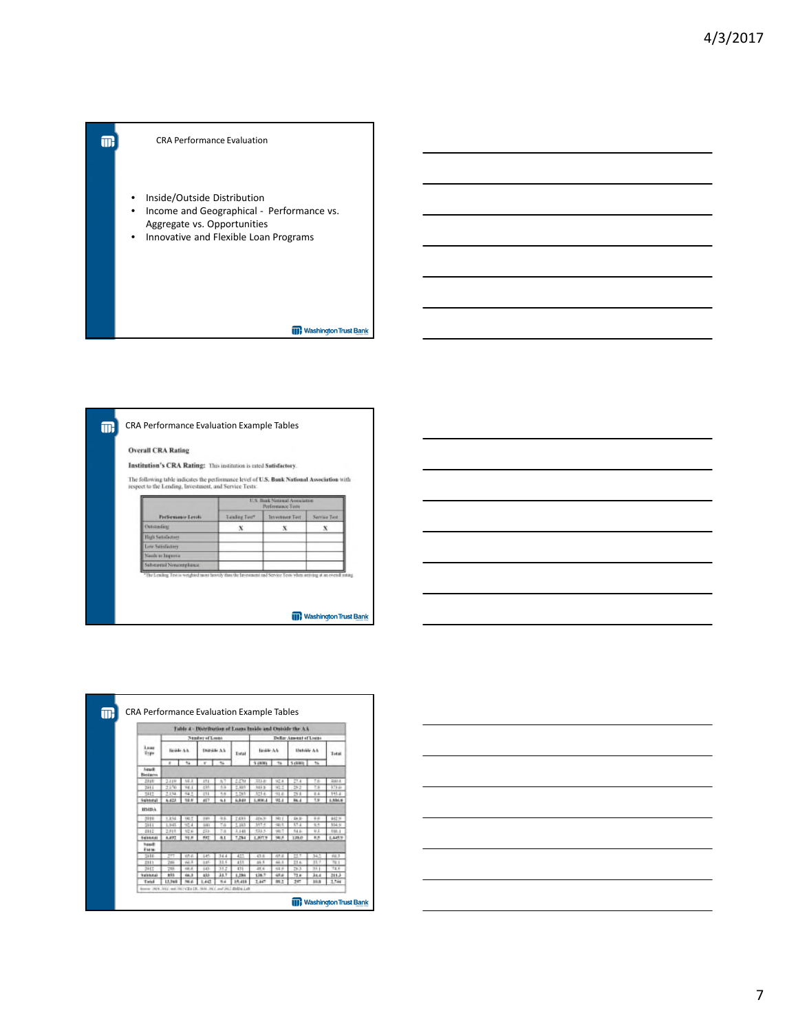## CRA Performance Evaluation

- Inside/Outside Distribution
- Income and Geographical - Performance vs. Aggregate vs. Opportunities
- Innovative and Flexible Loan Programs

Washington Trust Bank

## CRA Performance Evaluation Example Tables

**Overall CRA Rating**

**Institution's CRA Rating:** This institution is rated **Satisfactory**.

The following table indicates the performance level of **U.S. Bank National Association** with respect to the Lending, Investment, and Service Tests:

| Performance Levels | U.S. Bank National Association Performance Tests | | |
|---|---|---|---|
| | Lending Test* | Investment Test | Service Test |
| Outstanding | X | X | X |
| High Satisfactory | | | |
| Low Satisfactory | | | |
| Needs to Improve | | | |
| Substantial Noncompliance | | | |

*The Lending Test is weighted more heavily than the Investment and Service Tests when arriving at an overall rating.

Washington Trust Bank

## CRA Performance Evaluation Example Tables

**Table 4 - Distribution of Loans Inside and Outside the AA**

Washington Trust Bank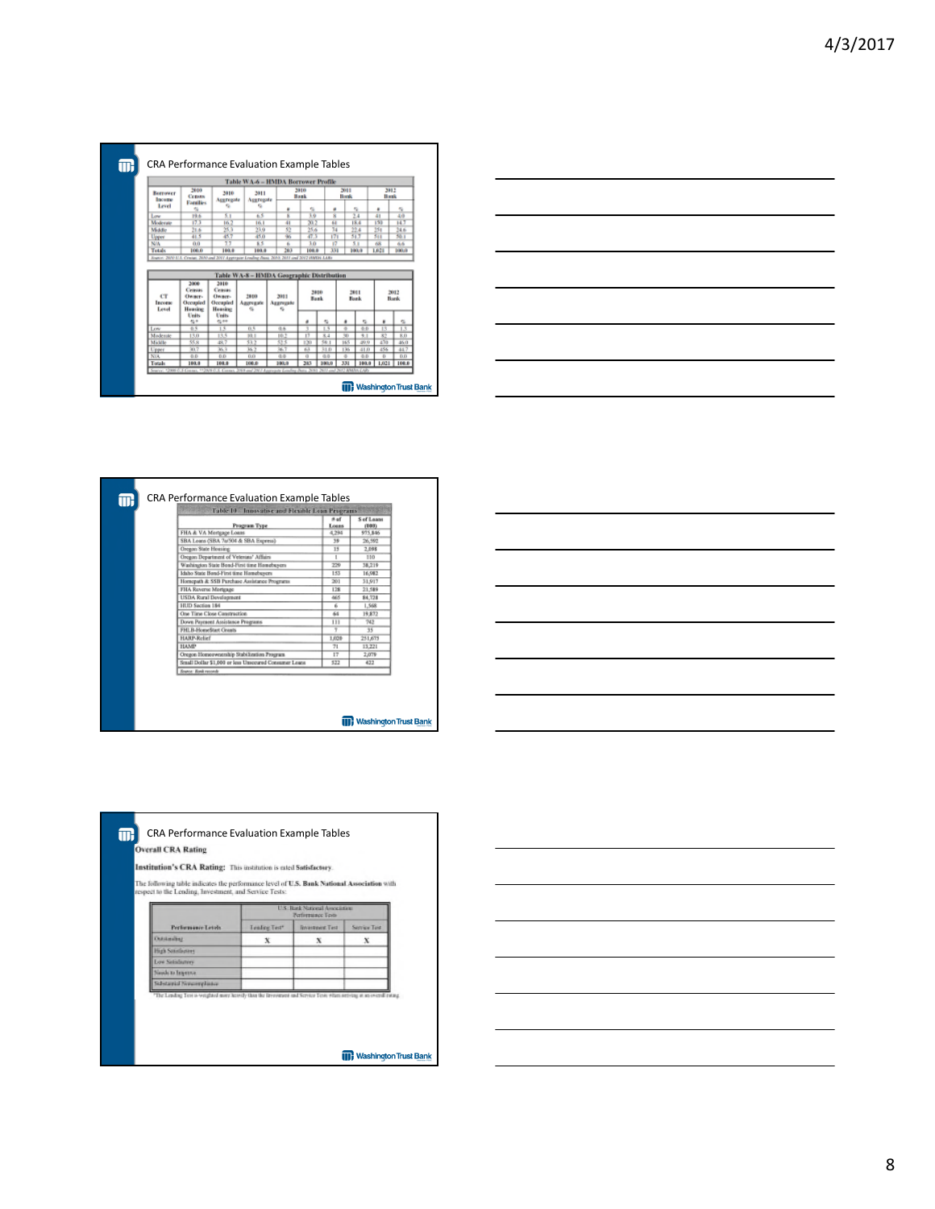## CRA Performance Evaluation Example Tables

**Table WA-6 – HMDA Borrower Profile**

| Borrower Income Level | 2010 Census Families % | 2010 Aggregate % | 2011 Aggregate % | 2010 Bank # | 2010 Bank % | 2011 Bank # | 2011 Bank % | 2012 Bank # | 2012 Bank % |
|---|---|---|---|---|---|---|---|---|---|
| Low | 19.6 | 5.1 | 6.5 | 8 | 3.9 | 8 | 2.4 | 41 | 4.0 |
| Moderate | 17.3 | 16.2 | 16.1 | 41 | 20.2 | 61 | 18.4 | 150 | 14.7 |
| Middle | 21.6 | 25.3 | 23.9 | 52 | 25.6 | 74 | 22.4 | 251 | 24.6 |
| Upper | 41.5 | 45.7 | 45.0 | 96 | 47.3 | 171 | 51.7 | 511 | 50.1 |
| N/A | 0.0 | 7.7 | 8.5 | 6 | 3.0 | 17 | 5.1 | 68 | 6.6 |
| Totals | 100.0 | 100.0 | 100.0 | 203 | 100.0 | 331 | 100.0 | 1,021 | 100.0 |

Source: 2010 U.S. Census, 2010 and 2011 Aggregate Lending Data, 2010, 2011 and 2012 HMDA LARs

**Table WA-8 – HMDA Geographic Distribution**

| CT Income Level | 2000 Census Owner-Occupied Housing Units %* | 2010 Census Owner-Occupied Housing Units %** | 2010 Aggregate % | 2011 Aggregate % | 2010 Bank # | 2010 Bank % | 2011 Bank # | 2011 Bank % | 2012 Bank # | 2012 Bank % |
|---|---|---|---|---|---|---|---|---|---|---|
| Low | 0.5 | 1.5 | 0.5 | 0.6 | 3 | 1.5 | 0 | 0.0 | 15 | 1.5 |
| Moderate | 13.0 | 13.5 | 10.1 | 10.2 | 17 | 8.4 | 30 | 9.1 | 82 | 8.0 |
| Middle | 55.8 | 48.7 | 53.2 | 52.5 | 120 | 59.1 | 165 | 49.9 | 470 | 46.0 |
| Upper | 30.7 | 36.3 | 36.2 | 36.7 | 63 | 31.0 | 136 | 41.0 | 456 | 44.7 |
| N/A | 0.0 | 0.0 | 0.0 | 0.0 | 0 | 0.0 | 0 | 0.0 | 0 | 0.0 |
| Totals | 100.0 | 100.0 | 100.0 | 100.0 | 203 | 100.0 | 331 | 100.0 | 1,021 | 100.0 |

Source: *2000 U.S. Census; **2010 U.S. Census; 2010 and 2011 Aggregate Lending Data; 2010, 2011 and 2012 HMDA LARs

Washington Trust Bank

## CRA Performance Evaluation Example Tables

**Table 19 – Innovative and Flexible Loan Programs**

| Program Type | # of Loans | $ of Loans (000) |
|---|---|---|
| FHA & VA Mortgage Loans | 4,294 | 975,846 |
| SBA Loans (SBA 7a/504 & SBA Express) | 39 | 26,392 |
| Oregon State Housing | 15 | 2,098 |
| Oregon Department of Veterans' Affairs | 1 | 110 |
| Washington State Bond-First time Homebuyers | 229 | 38,219 |
| Idaho State Bond-First time Homebuyers | 153 | 16,982 |
| Homepath & SSB Purchase Assistance Programs | 201 | 31,917 |
| FHA Reverse Mortgage | 128 | 21,589 |
| USDA Rural Development | 665 | 84,728 |
| HUD Section 184 | 6 | 1,568 |
| One Time Close Construction | 64 | 19,872 |
| Down Payment Assistance Programs | 111 | 742 |
| FHLB-HomeStart Grants | 7 | 35 |
| HARP-Relief | 1,020 | 251,675 |
| HAMP | 71 | 13,221 |
| Oregon Homeownership Stabilization Program | 17 | 2,079 |
| Small Dollar $1,000 or less Unsecured Consumer Loans | 522 | 422 |

Source: Bank records

Washington Trust Bank

## CRA Performance Evaluation Example Tables

**Overall CRA Rating**

**Institution's CRA Rating:** This institution is rated **Satisfactory**.

The following table indicates the performance level of **U.S. Bank National Association** with respect to the Lending, Investment, and Service Tests:

| Performance Levels | U.S. Bank National Association Performance Tests: Lending Test* | Investment Test | Service Test |
|---|---|---|---|
| Outstanding | X | X | X |
| High Satisfactory | | | |
| Low Satisfactory | | | |
| Needs to Improve | | | |
| Substantial Noncompliance | | | |

*The Lending Test is weighted more heavily than the Investment and Service Tests when arriving at an overall rating.

Washington Trust Bank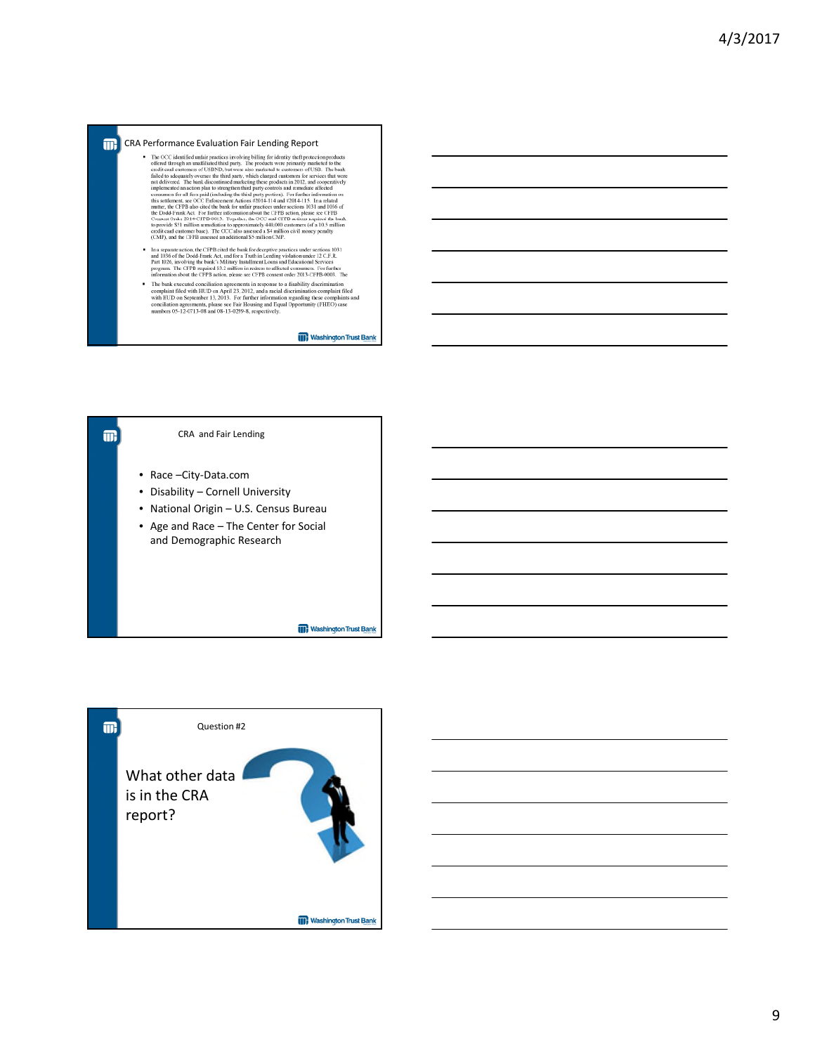## CRA Performance Evaluation Fair Lending Report

- The OCC identified unfair practices involving billing for identity theft protection products offered through an unaffiliated third party. The products were primarily marketed to the credit card customers of USDND, but were also marketed to customers of USD. The bank failed to adequately oversee the third party, which charged customers for services that were not delivered. The bank discontinued marketing these products in 2012, and cooperatively implemented an action plan to strengthen third party controls and remediate affected consumers for all fees paid (including the third party portion). For further information on this settlement, see OCC Enforcement Actions #2014-114 and #2014-115. In a related matter, the CFPB also cited the bank for unfair practices under sections 1031 and 1036 of the Dodd-Frank Act. For further information about the CFPB action, please see CFPB Consent Order 2014-CFPB-0013. Together, the OCC and CFPB actions required the bank to provide $51 million remediation to approximately 440,000 customers (of a 10.5 million credit card customer base). The OCC also assessed a $4 million civil money penalty (CMP), and the CFPB assessed an additional $5 million CMP.
- In a separate action, the CFPB cited the bank for deceptive practices under sections 1031 and 1036 of the Dodd-Frank Act, and for a Truth in Lending violation under 12 C.F.R. Part 1026, involving the bank's Military Installment Loans and Educational Services program. The CFPB required $3.2 million in redress to affected consumers. For further information about the CFPB action, please see CFPB consent order 2013-CFPB-0003. The
- The bank executed conciliation agreements in response to a disability discrimination complaint filed with HUD on April 23, 2012, and a racial discrimination complaint filed with HUD on September 13, 2013. For further information regarding these complaints and conciliation agreements, please see Fair Housing and Equal Opportunity (FHEO) case numbers 05-12-0713-08 and 08-13-0259-8, respectively.

Washington Trust Bank

## CRA and Fair Lending

- Race –City-Data.com
- Disability – Cornell University
- National Origin – U.S. Census Bureau
- Age and Race – The Center for Social and Demographic Research

Washington Trust Bank

## Question #2

What other data is in the CRA report?

Washington Trust Bank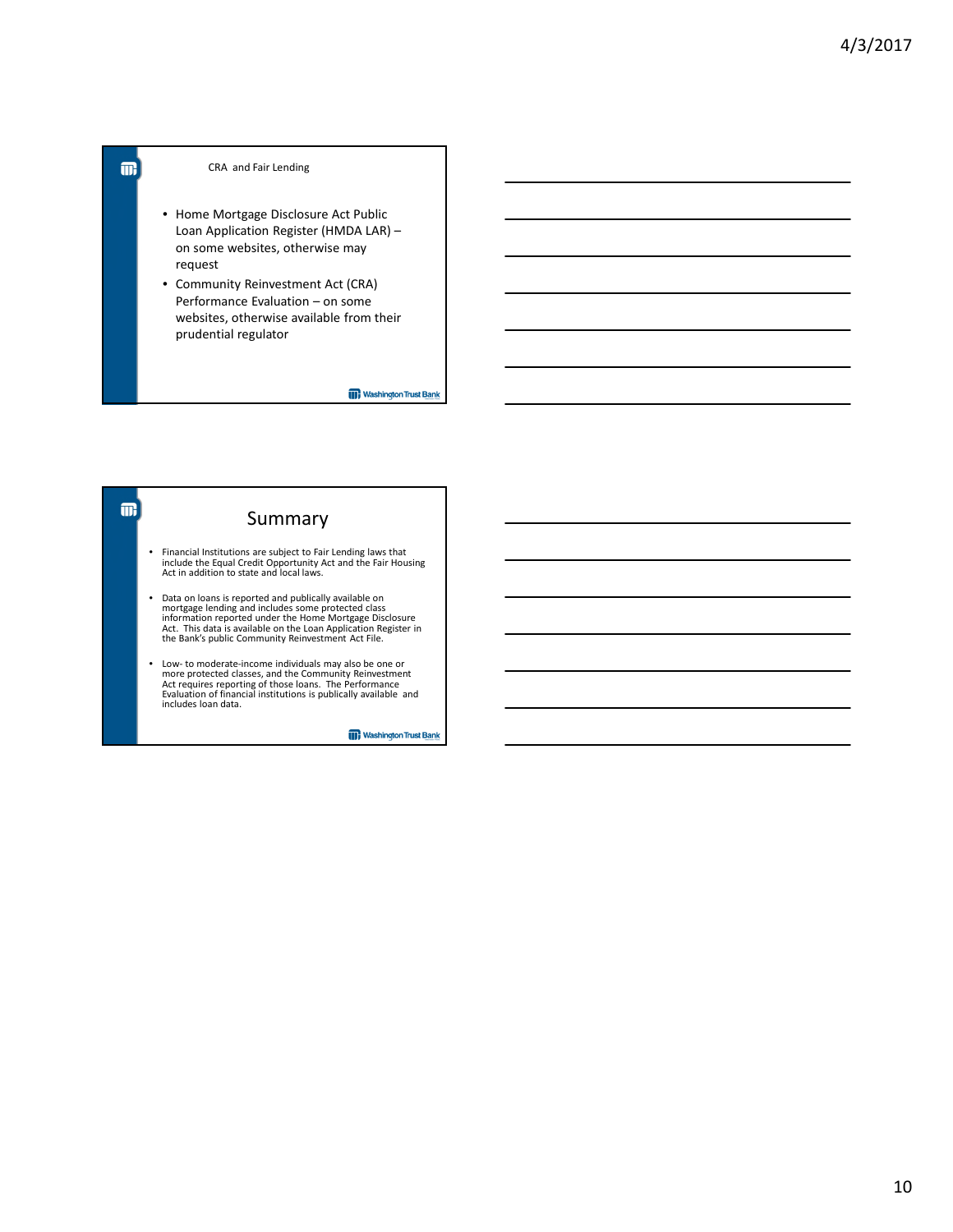## CRA and Fair Lending

- Home Mortgage Disclosure Act Public Loan Application Register (HMDA LAR) – on some websites, otherwise may request
- Community Reinvestment Act (CRA) Performance Evaluation – on some websites, otherwise available from their prudential regulator

Washington Trust Bank

## Summary

- Financial Institutions are subject to Fair Lending laws that include the Equal Credit Opportunity Act and the Fair Housing Act in addition to state and local laws.
- Data on loans is reported and publically available on mortgage lending and includes some protected class information reported under the Home Mortgage Disclosure Act. This data is available on the Loan Application Register in the Bank's public Community Reinvestment Act File.
- Low- to moderate-income individuals may also be one or more protected classes, and the Community Reinvestment Act requires reporting of those loans. The Performance Evaluation of financial institutions is publically available and includes loan data.

Washington Trust Bank